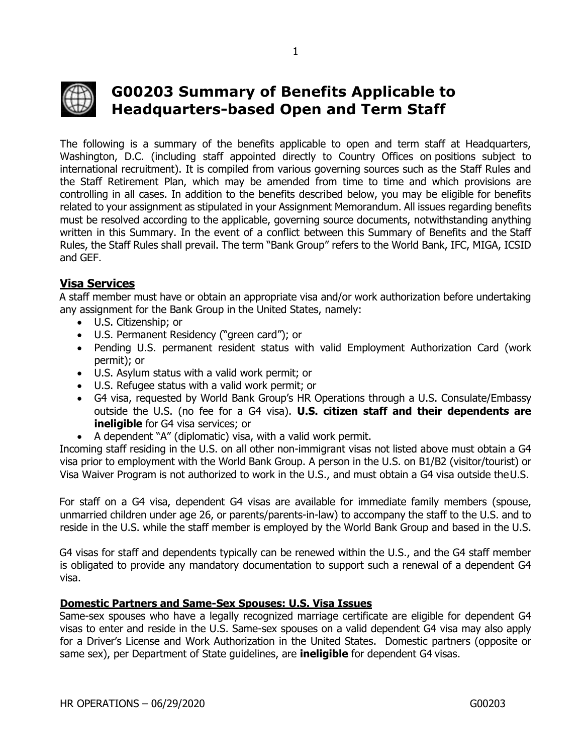# G00203 Summary of Benefits Applicable to Headquarters-based Open and Term Staff

The following is a summary of the benefits applicable to open and term staff at Headquarters, Washington, D.C. (including staff appointed directly to Country Offices on positions subject to international recruitment). It is compiled from various governing sources such as the Staff Rules and the Staff Retirement Plan, which may be amended from time to time and which provisions are controlling in all cases. In addition to the benefits described below, you may be eligible for benefits related to your assignment as stipulated in your Assignment Memorandum. All issues regarding benefits must be resolved according to the applicable, governing source documents, notwithstanding anything written in this Summary. In the event of a conflict between this Summary of Benefits and the Staff Rules, the Staff Rules shall prevail. The term "Bank Group" refers to the World Bank, IFC, MIGA, ICSID and GEF.

## Visa Services

A staff member must have or obtain an appropriate visa and/or work authorization before undertaking any assignment for the Bank Group in the United States, namely:

- U.S. Citizenship; or
- U.S. Permanent Residency ("green card"); or
- Pending U.S. permanent resident status with valid Employment Authorization Card (work permit); or
- U.S. Asylum status with a valid work permit; or
- U.S. Refugee status with a valid work permit; or
- G4 visa, requested by World Bank Group's HR Operations through a U.S. Consulate/Embassy outside the U.S. (no fee for a G4 visa). **U.S. citizen staff and their dependents are ineligible** for G4 visa services; or
- A dependent "A" (diplomatic) visa, with a valid work permit.

Incoming staff residing in the U.S. on all other non-immigrant visas not listed above must obtain a G4 visa prior to employment with the World Bank Group. A person in the U.S. on B1/B2 (visitor/tourist) or Visa Waiver Program is not authorized to work in the U.S., and must obtain a G4 visa outside the U.S.

For staff on a G4 visa, dependent G4 visas are available for immediate family members (spouse, unmarried children under age 26, or parents/parents-in-law) to accompany the staff to the U.S. and to reside in the U.S. while the staff member is employed by the World Bank Group and based in the U.S.

G4 visas for staff and dependents typically can be renewed within the U.S., and the G4 staff member is obligated to provide any mandatory documentation to support such a renewal of a dependent G4 visa.

### Domestic Partners and Same-Sex Spouses: U.S. Visa Issues

Same-sex spouses who have a legally recognized marriage certificate are eligible for dependent G4 visas to enter and reside in the U.S. Same-sex spouses on a valid dependent G4 visa may also apply for a Driver's License and Work Authorization in the United States. Domestic partners (opposite or same sex), per Department of State guidelines, are **ineligible** for dependent G4 visas.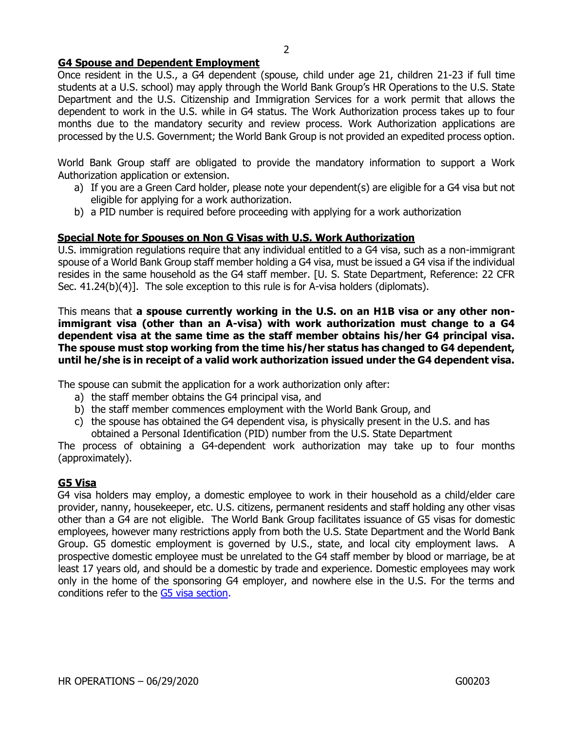## G4 Spouse and Dependent Employment

Once resident in the U.S., a G4 dependent (spouse, child under age 21, children 21-23 if full time students at a U.S. school) may apply through the World Bank Group's HR Operations to the U.S. State Department and the U.S. Citizenship and Immigration Services for a work permit that allows the dependent to work in the U.S. while in G4 status. The Work Authorization process takes up to four months due to the mandatory security and review process. Work Authorization applications are processed by the U.S. Government; the World Bank Group is not provided an expedited process option.

World Bank Group staff are obligated to provide the mandatory information to support a Work Authorization application or extension.

a) If you are a Green Card holder, please note your dependent(s) are eligible for a G4 visa but not eligible for applying for a work authorization.
b) a PID number is required before proceeding with applying for a work authorization

## Special Note for Spouses on Non G Visas with U.S. Work Authorization

U.S. immigration regulations require that any individual entitled to a G4 visa, such as a non-immigrant spouse of a World Bank Group staff member holding a G4 visa, must be issued a G4 visa if the individual resides in the same household as the G4 staff member. [U. S. State Department, Reference: 22 CFR Sec. 41.24(b)(4)]. The sole exception to this rule is for A-visa holders (diplomats).

This means that **a spouse currently working in the U.S. on an H1B visa or any other non-immigrant visa (other than an A-visa) with work authorization must change to a G4 dependent visa at the same time as the staff member obtains his/her G4 principal visa. The spouse must stop working from the time his/her status has changed to G4 dependent, until he/she is in receipt of a valid work authorization issued under the G4 dependent visa.**

The spouse can submit the application for a work authorization only after:

a) the staff member obtains the G4 principal visa, and
b) the staff member commences employment with the World Bank Group, and
c) the spouse has obtained the G4 dependent visa, is physically present in the U.S. and has obtained a Personal Identification (PID) number from the U.S. State Department

The process of obtaining a G4-dependent work authorization may take up to four months (approximately).

## G5 Visa

G4 visa holders may employ, a domestic employee to work in their household as a child/elder care provider, nanny, housekeeper, etc. U.S. citizens, permanent residents and staff holding any other visas other than a G4 are not eligible. The World Bank Group facilitates issuance of G5 visas for domestic employees, however many restrictions apply from both the U.S. State Department and the World Bank Group. G5 domestic employment is governed by U.S., state, and local city employment laws. A prospective domestic employee must be unrelated to the G4 staff member by blood or marriage, be at least 17 years old, and should be a domestic by trade and experience. Domestic employees may work only in the home of the sponsoring G4 employer, and nowhere else in the U.S. For the terms and conditions refer to the G5 visa section.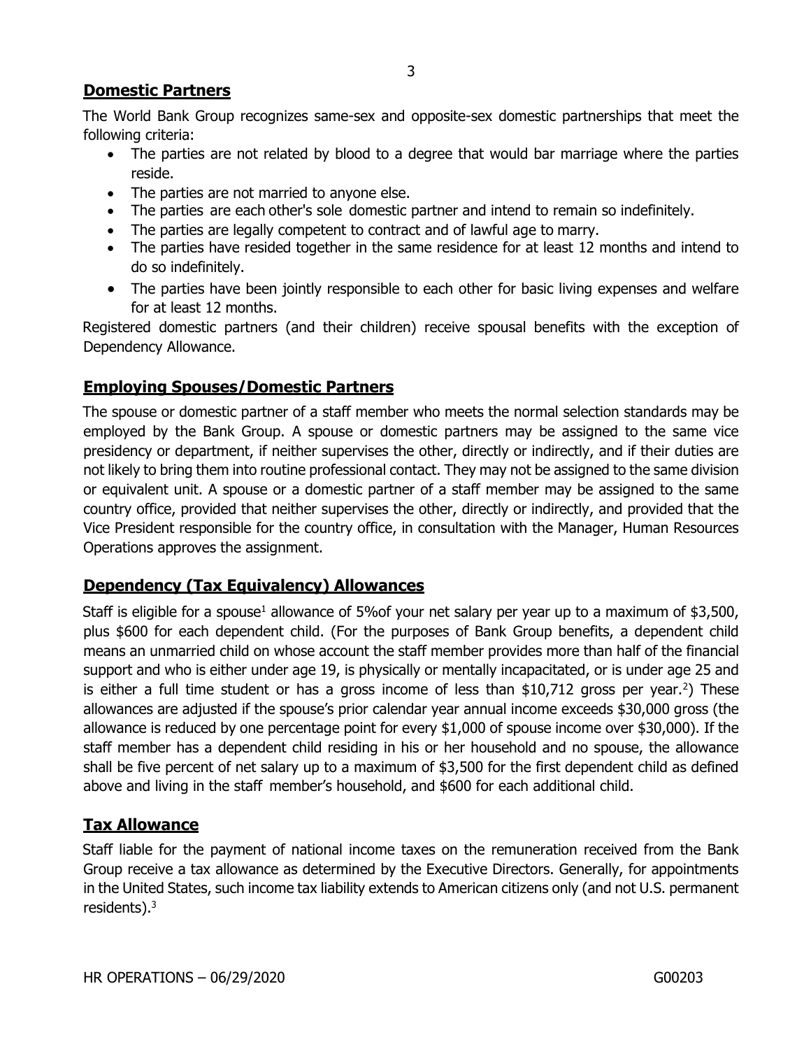## Domestic Partners

The World Bank Group recognizes same-sex and opposite-sex domestic partnerships that meet the following criteria:

- The parties are not related by blood to a degree that would bar marriage where the parties reside.
- The parties are not married to anyone else.
- The parties are each other's sole domestic partner and intend to remain so indefinitely.
- The parties are legally competent to contract and of lawful age to marry.
- The parties have resided together in the same residence for at least 12 months and intend to do so indefinitely.
- The parties have been jointly responsible to each other for basic living expenses and welfare for at least 12 months.

Registered domestic partners (and their children) receive spousal benefits with the exception of Dependency Allowance.

## Employing Spouses/Domestic Partners

The spouse or domestic partner of a staff member who meets the normal selection standards may be employed by the Bank Group. A spouse or domestic partners may be assigned to the same vice presidency or department, if neither supervises the other, directly or indirectly, and if their duties are not likely to bring them into routine professional contact. They may not be assigned to the same division or equivalent unit. A spouse or a domestic partner of a staff member may be assigned to the same country office, provided that neither supervises the other, directly or indirectly, and provided that the Vice President responsible for the country office, in consultation with the Manager, Human Resources Operations approves the assignment.

## Dependency (Tax Equivalency) Allowances

Staff is eligible for a spouse[1] allowance of 5%of your net salary per year up to a maximum of $3,500, plus $600 for each dependent child. (For the purposes of Bank Group benefits, a dependent child means an unmarried child on whose account the staff member provides more than half of the financial support and who is either under age 19, is physically or mentally incapacitated, or is under age 25 and is either a full time student or has a gross income of less than $10,712 gross per year.[2]) These allowances are adjusted if the spouse's prior calendar year annual income exceeds $30,000 gross (the allowance is reduced by one percentage point for every $1,000 of spouse income over $30,000). If the staff member has a dependent child residing in his or her household and no spouse, the allowance shall be five percent of net salary up to a maximum of $3,500 for the first dependent child as defined above and living in the staff member's household, and $600 for each additional child.

## Tax Allowance

Staff liable for the payment of national income taxes on the remuneration received from the Bank Group receive a tax allowance as determined by the Executive Directors. Generally, for appointments in the United States, such income tax liability extends to American citizens only (and not U.S. permanent residents).[3]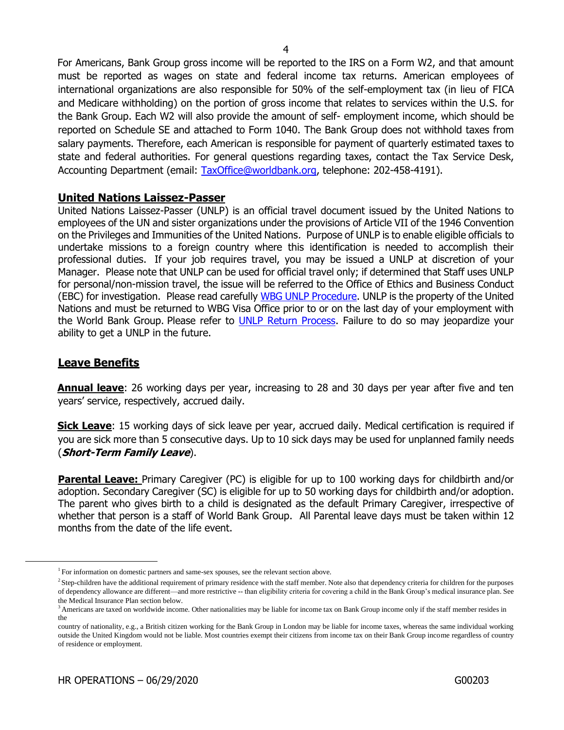For Americans, Bank Group gross income will be reported to the IRS on a Form W2, and that amount must be reported as wages on state and federal income tax returns. American employees of international organizations are also responsible for 50% of the self-employment tax (in lieu of FICA and Medicare withholding) on the portion of gross income that relates to services within the U.S. for the Bank Group. Each W2 will also provide the amount of self- employment income, which should be reported on Schedule SE and attached to Form 1040. The Bank Group does not withhold taxes from salary payments. Therefore, each American is responsible for payment of quarterly estimated taxes to state and federal authorities. For general questions regarding taxes, contact the Tax Service Desk, Accounting Department (email: [TaxOffice@worldbank.org](mailto:TaxOffice@worldbank.org), telephone: 202-458-4191).

## United Nations Laissez-Passer

United Nations Laissez-Passer (UNLP) is an official travel document issued by the United Nations to employees of the UN and sister organizations under the provisions of Article VII of the 1946 Convention on the Privileges and Immunities of the United Nations. Purpose of UNLP is to enable eligible officials to undertake missions to a foreign country where this identification is needed to accomplish their professional duties. If your job requires travel, you may be issued a UNLP at discretion of your Manager. Please note that UNLP can be used for official travel only; if determined that Staff uses UNLP for personal/non-mission travel, the issue will be referred to the Office of Ethics and Business Conduct (EBC) for investigation. Please read carefully WBG UNLP Procedure. UNLP is the property of the United Nations and must be returned to WBG Visa Office prior to or on the last day of your employment with the World Bank Group. Please refer to UNLP Return Process. Failure to do so may jeopardize your ability to get a UNLP in the future.

## Leave Benefits

**Annual leave**: 26 working days per year, increasing to 28 and 30 days per year after five and ten years' service, respectively, accrued daily.

**Sick Leave**: 15 working days of sick leave per year, accrued daily. Medical certification is required if you are sick more than 5 consecutive days. Up to 10 sick days may be used for unplanned family needs (***Short-Term Family Leave***).

**Parental Leave:** Primary Caregiver (PC) is eligible for up to 100 working days for childbirth and/or adoption. Secondary Caregiver (SC) is eligible for up to 50 working days for childbirth and/or adoption. The parent who gives birth to a child is designated as the default Primary Caregiver, irrespective of whether that person is a staff of World Bank Group. All Parental leave days must be taken within 12 months from the date of the life event.

---

[1] For information on domestic partners and same-sex spouses, see the relevant section above.

[2] Step-children have the additional requirement of primary residence with the staff member. Note also that dependency criteria for children for the purposes of dependency allowance are different—and more restrictive -- than eligibility criteria for covering a child in the Bank Group's medical insurance plan. See the Medical Insurance Plan section below.

[3] Americans are taxed on worldwide income. Other nationalities may be liable for income tax on Bank Group income only if the staff member resides in the country of nationality, e.g., a British citizen working for the Bank Group in London may be liable for income taxes, whereas the same individual working outside the United Kingdom would not be liable. Most countries exempt their citizens from income tax on their Bank Group income regardless of country of residence or employment.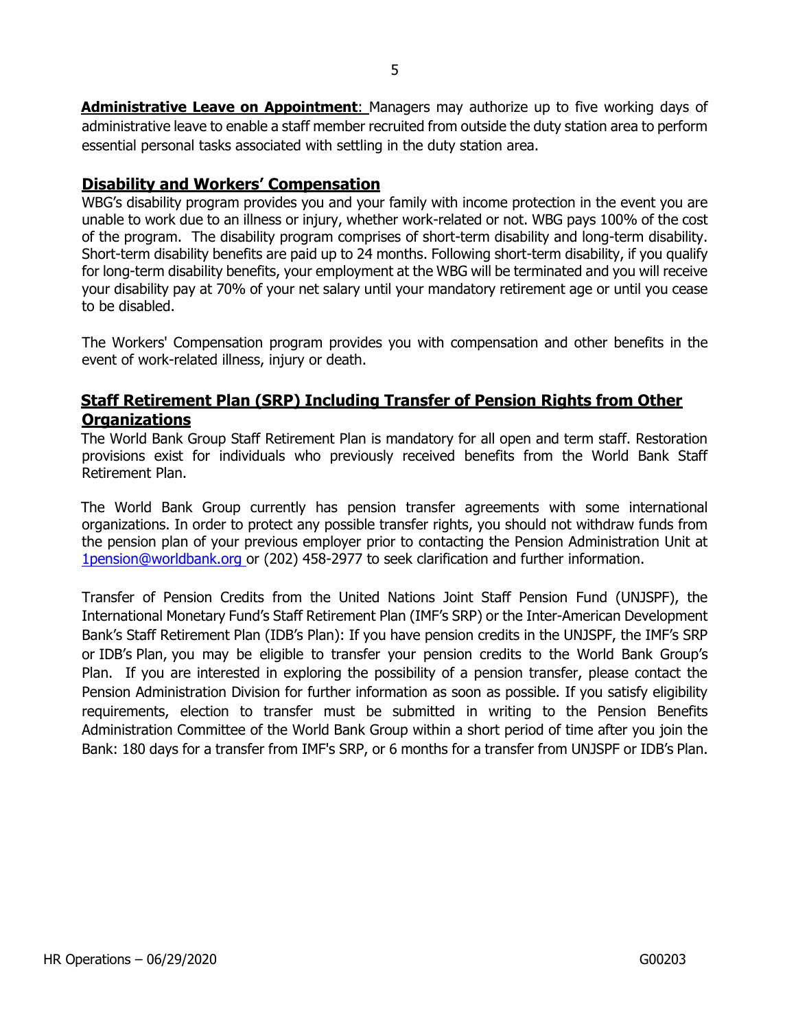**Administrative Leave on Appointment**: Managers may authorize up to five working days of administrative leave to enable a staff member recruited from outside the duty station area to perform essential personal tasks associated with settling in the duty station area.

## Disability and Workers' Compensation

WBG's disability program provides you and your family with income protection in the event you are unable to work due to an illness or injury, whether work-related or not. WBG pays 100% of the cost of the program. The disability program comprises of short-term disability and long-term disability. Short-term disability benefits are paid up to 24 months. Following short-term disability, if you qualify for long-term disability benefits, your employment at the WBG will be terminated and you will receive your disability pay at 70% of your net salary until your mandatory retirement age or until you cease to be disabled.

The Workers' Compensation program provides you with compensation and other benefits in the event of work-related illness, injury or death.

## Staff Retirement Plan (SRP) Including Transfer of Pension Rights from Other Organizations

The World Bank Group Staff Retirement Plan is mandatory for all open and term staff. Restoration provisions exist for individuals who previously received benefits from the World Bank Staff Retirement Plan.

The World Bank Group currently has pension transfer agreements with some international organizations. In order to protect any possible transfer rights, you should not withdraw funds from the pension plan of your previous employer prior to contacting the Pension Administration Unit at 1pension@worldbank.org or (202) 458-2977 to seek clarification and further information.

Transfer of Pension Credits from the United Nations Joint Staff Pension Fund (UNJSPF), the International Monetary Fund's Staff Retirement Plan (IMF's SRP) or the Inter-American Development Bank's Staff Retirement Plan (IDB's Plan): If you have pension credits in the UNJSPF, the IMF's SRP or IDB's Plan, you may be eligible to transfer your pension credits to the World Bank Group's Plan. If you are interested in exploring the possibility of a pension transfer, please contact the Pension Administration Division for further information as soon as possible. If you satisfy eligibility requirements, election to transfer must be submitted in writing to the Pension Benefits Administration Committee of the World Bank Group within a short period of time after you join the Bank: 180 days for a transfer from IMF's SRP, or 6 months for a transfer from UNJSPF or IDB's Plan.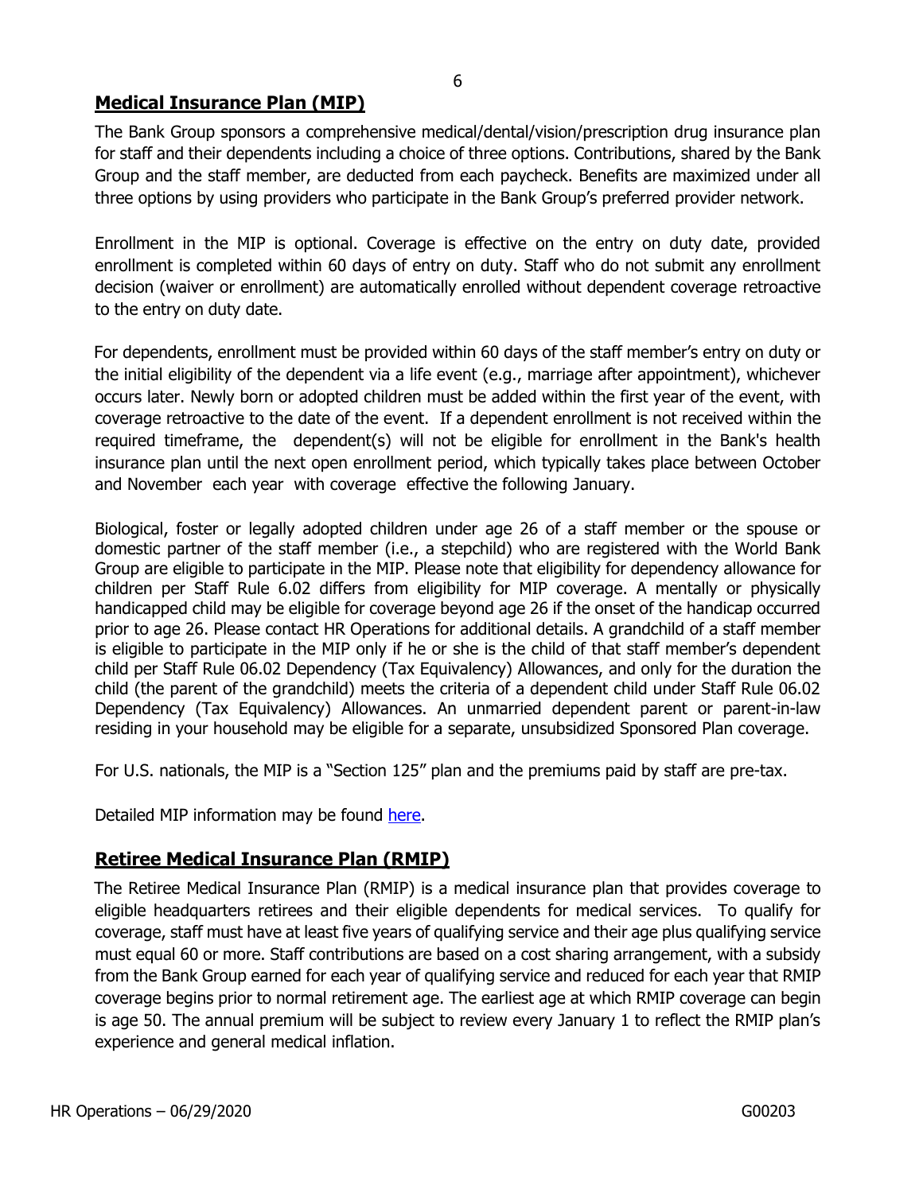## Medical Insurance Plan (MIP)

The Bank Group sponsors a comprehensive medical/dental/vision/prescription drug insurance plan for staff and their dependents including a choice of three options. Contributions, shared by the Bank Group and the staff member, are deducted from each paycheck. Benefits are maximized under all three options by using providers who participate in the Bank Group's preferred provider network.

Enrollment in the MIP is optional. Coverage is effective on the entry on duty date, provided enrollment is completed within 60 days of entry on duty. Staff who do not submit any enrollment decision (waiver or enrollment) are automatically enrolled without dependent coverage retroactive to the entry on duty date.

For dependents, enrollment must be provided within 60 days of the staff member's entry on duty or the initial eligibility of the dependent via a life event (e.g., marriage after appointment), whichever occurs later. Newly born or adopted children must be added within the first year of the event, with coverage retroactive to the date of the event. If a dependent enrollment is not received within the required timeframe, the dependent(s) will not be eligible for enrollment in the Bank's health insurance plan until the next open enrollment period, which typically takes place between October and November each year with coverage effective the following January.

Biological, foster or legally adopted children under age 26 of a staff member or the spouse or domestic partner of the staff member (i.e., a stepchild) who are registered with the World Bank Group are eligible to participate in the MIP. Please note that eligibility for dependency allowance for children per Staff Rule 6.02 differs from eligibility for MIP coverage. A mentally or physically handicapped child may be eligible for coverage beyond age 26 if the onset of the handicap occurred prior to age 26. Please contact HR Operations for additional details. A grandchild of a staff member is eligible to participate in the MIP only if he or she is the child of that staff member's dependent child per Staff Rule 06.02 Dependency (Tax Equivalency) Allowances, and only for the duration the child (the parent of the grandchild) meets the criteria of a dependent child under Staff Rule 06.02 Dependency (Tax Equivalency) Allowances. An unmarried dependent parent or parent-in-law residing in your household may be eligible for a separate, unsubsidized Sponsored Plan coverage.

For U.S. nationals, the MIP is a "Section 125" plan and the premiums paid by staff are pre-tax.

Detailed MIP information may be found here.

## Retiree Medical Insurance Plan (RMIP)

The Retiree Medical Insurance Plan (RMIP) is a medical insurance plan that provides coverage to eligible headquarters retirees and their eligible dependents for medical services. To qualify for coverage, staff must have at least five years of qualifying service and their age plus qualifying service must equal 60 or more. Staff contributions are based on a cost sharing arrangement, with a subsidy from the Bank Group earned for each year of qualifying service and reduced for each year that RMIP coverage begins prior to normal retirement age. The earliest age at which RMIP coverage can begin is age 50. The annual premium will be subject to review every January 1 to reflect the RMIP plan's experience and general medical inflation.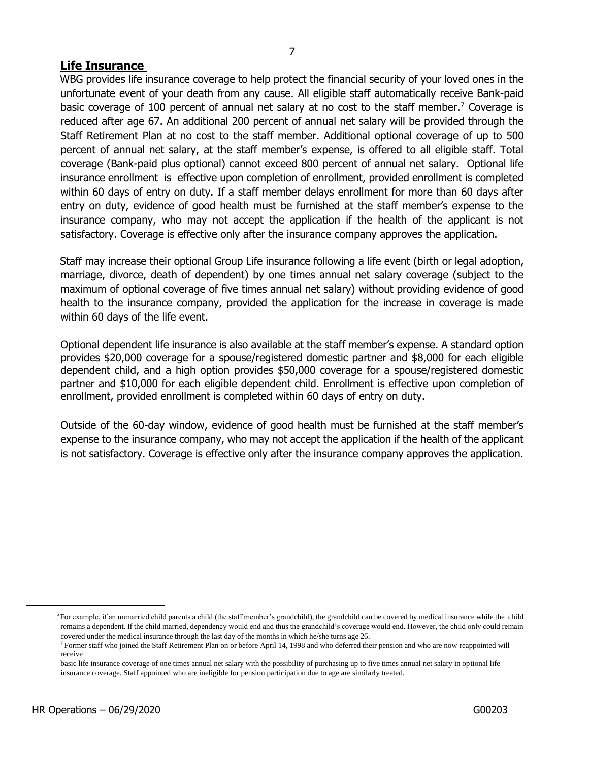## **Life Insurance**

WBG provides life insurance coverage to help protect the financial security of your loved ones in the unfortunate event of your death from any cause. All eligible staff automatically receive Bank-paid basic coverage of 100 percent of annual net salary at no cost to the staff member.[7] Coverage is reduced after age 67. An additional 200 percent of annual net salary will be provided through the Staff Retirement Plan at no cost to the staff member. Additional optional coverage of up to 500 percent of annual net salary, at the staff member's expense, is offered to all eligible staff. Total coverage (Bank-paid plus optional) cannot exceed 800 percent of annual net salary. Optional life insurance enrollment is effective upon completion of enrollment, provided enrollment is completed within 60 days of entry on duty. If a staff member delays enrollment for more than 60 days after entry on duty, evidence of good health must be furnished at the staff member's expense to the insurance company, who may not accept the application if the health of the applicant is not satisfactory. Coverage is effective only after the insurance company approves the application.

Staff may increase their optional Group Life insurance following a life event (birth or legal adoption, marriage, divorce, death of dependent) by one times annual net salary coverage (subject to the maximum of optional coverage of five times annual net salary) without providing evidence of good health to the insurance company, provided the application for the increase in coverage is made within 60 days of the life event.

Optional dependent life insurance is also available at the staff member's expense. A standard option provides $20,000 coverage for a spouse/registered domestic partner and $8,000 for each eligible dependent child, and a high option provides $50,000 coverage for a spouse/registered domestic partner and $10,000 for each eligible dependent child. Enrollment is effective upon completion of enrollment, provided enrollment is completed within 60 days of entry on duty.

Outside of the 60-day window, evidence of good health must be furnished at the staff member's expense to the insurance company, who may not accept the application if the health of the applicant is not satisfactory. Coverage is effective only after the insurance company approves the application.

---

[6] For example, if an unmarried child parents a child (the staff member's grandchild), the grandchild can be covered by medical insurance while the child remains a dependent. If the child married, dependency would end and thus the grandchild's coverage would end. However, the child only could remain covered under the medical insurance through the last day of the months in which he/she turns age 26.

[7] Former staff who joined the Staff Retirement Plan on or before April 14, 1998 and who deferred their pension and who are now reappointed will receive basic life insurance coverage of one times annual net salary with the possibility of purchasing up to five times annual net salary in optional life insurance coverage. Staff appointed who are ineligible for pension participation due to age are similarly treated.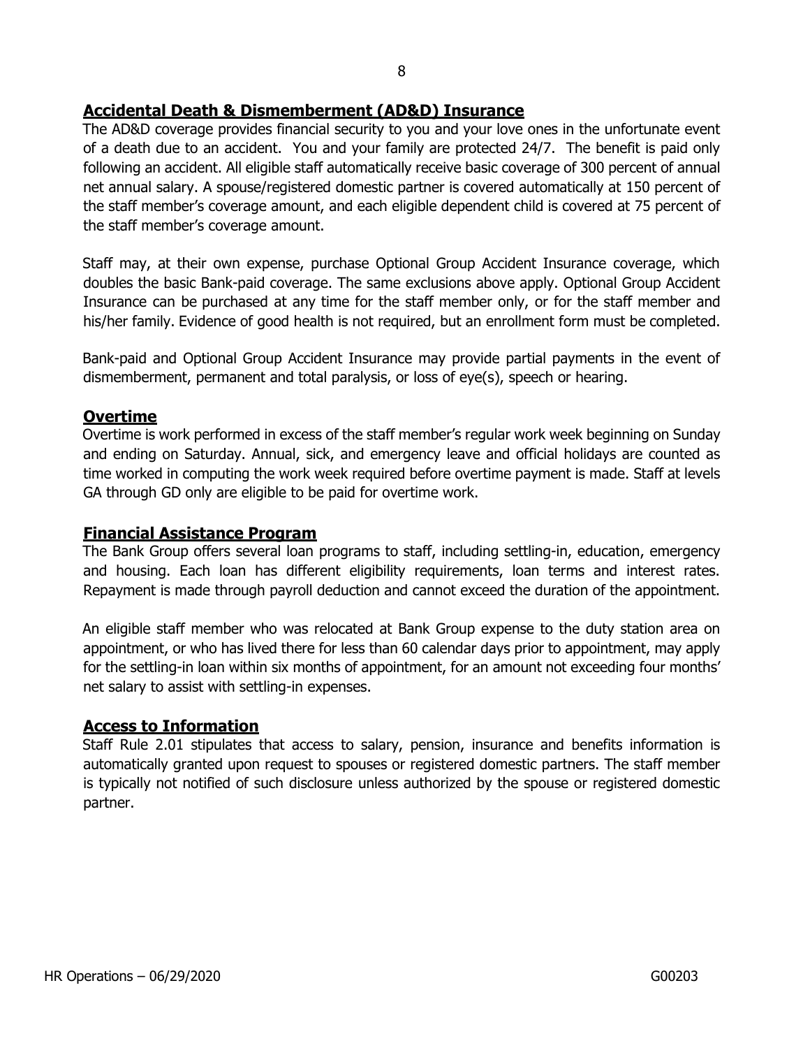## Accidental Death & Dismemberment (AD&D) Insurance

The AD&D coverage provides financial security to you and your love ones in the unfortunate event of a death due to an accident. You and your family are protected 24/7. The benefit is paid only following an accident. All eligible staff automatically receive basic coverage of 300 percent of annual net annual salary. A spouse/registered domestic partner is covered automatically at 150 percent of the staff member's coverage amount, and each eligible dependent child is covered at 75 percent of the staff member's coverage amount.

Staff may, at their own expense, purchase Optional Group Accident Insurance coverage, which doubles the basic Bank-paid coverage. The same exclusions above apply. Optional Group Accident Insurance can be purchased at any time for the staff member only, or for the staff member and his/her family. Evidence of good health is not required, but an enrollment form must be completed.

Bank-paid and Optional Group Accident Insurance may provide partial payments in the event of dismemberment, permanent and total paralysis, or loss of eye(s), speech or hearing.

## Overtime

Overtime is work performed in excess of the staff member's regular work week beginning on Sunday and ending on Saturday. Annual, sick, and emergency leave and official holidays are counted as time worked in computing the work week required before overtime payment is made. Staff at levels GA through GD only are eligible to be paid for overtime work.

## Financial Assistance Program

The Bank Group offers several loan programs to staff, including settling-in, education, emergency and housing. Each loan has different eligibility requirements, loan terms and interest rates. Repayment is made through payroll deduction and cannot exceed the duration of the appointment.

An eligible staff member who was relocated at Bank Group expense to the duty station area on appointment, or who has lived there for less than 60 calendar days prior to appointment, may apply for the settling-in loan within six months of appointment, for an amount not exceeding four months' net salary to assist with settling-in expenses.

## Access to Information

Staff Rule 2.01 stipulates that access to salary, pension, insurance and benefits information is automatically granted upon request to spouses or registered domestic partners. The staff member is typically not notified of such disclosure unless authorized by the spouse or registered domestic partner.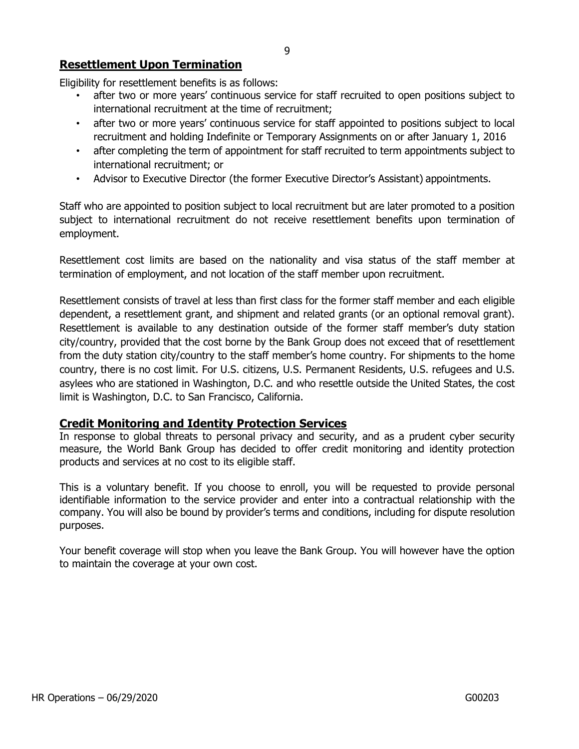## Resettlement Upon Termination

Eligibility for resettlement benefits is as follows:

- after two or more years' continuous service for staff recruited to open positions subject to international recruitment at the time of recruitment;
- after two or more years' continuous service for staff appointed to positions subject to local recruitment and holding Indefinite or Temporary Assignments on or after January 1, 2016
- after completing the term of appointment for staff recruited to term appointments subject to international recruitment; or
- Advisor to Executive Director (the former Executive Director's Assistant) appointments.

Staff who are appointed to position subject to local recruitment but are later promoted to a position subject to international recruitment do not receive resettlement benefits upon termination of employment.

Resettlement cost limits are based on the nationality and visa status of the staff member at termination of employment, and not location of the staff member upon recruitment.

Resettlement consists of travel at less than first class for the former staff member and each eligible dependent, a resettlement grant, and shipment and related grants (or an optional removal grant). Resettlement is available to any destination outside of the former staff member's duty station city/country, provided that the cost borne by the Bank Group does not exceed that of resettlement from the duty station city/country to the staff member's home country. For shipments to the home country, there is no cost limit. For U.S. citizens, U.S. Permanent Residents, U.S. refugees and U.S. asylees who are stationed in Washington, D.C. and who resettle outside the United States, the cost limit is Washington, D.C. to San Francisco, California.

## Credit Monitoring and Identity Protection Services

In response to global threats to personal privacy and security, and as a prudent cyber security measure, the World Bank Group has decided to offer credit monitoring and identity protection products and services at no cost to its eligible staff.

This is a voluntary benefit. If you choose to enroll, you will be requested to provide personal identifiable information to the service provider and enter into a contractual relationship with the company. You will also be bound by provider's terms and conditions, including for dispute resolution purposes.

Your benefit coverage will stop when you leave the Bank Group. You will however have the option to maintain the coverage at your own cost.